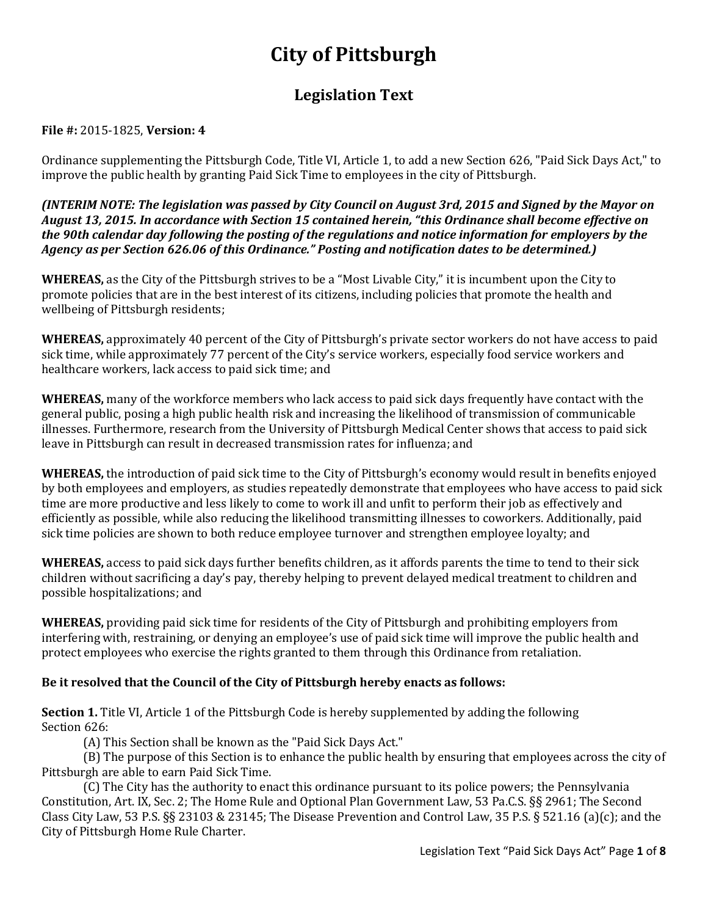# City of Pittsburgh

## Legislation Text

**File #:** 2015-1825, **Version: 4**

Ordinance supplementing the Pittsburgh Code, Title VI, Article 1, to add a new Section 626, "Paid Sick Days Act," to improve the public health by granting Paid Sick Time to employees in the city of Pittsburgh.

***(INTERIM NOTE: The legislation was passed by City Council on August 3rd, 2015 and Signed by the Mayor on August 13, 2015. In accordance with Section 15 contained herein, "this Ordinance shall become effective on the 90th calendar day following the posting of the regulations and notice information for employers by the Agency as per Section 626.06 of this Ordinance." Posting and notification dates to be determined.)***

**WHEREAS,** as the City of the Pittsburgh strives to be a "Most Livable City," it is incumbent upon the City to promote policies that are in the best interest of its citizens, including policies that promote the health and wellbeing of Pittsburgh residents;

**WHEREAS,** approximately 40 percent of the City of Pittsburgh's private sector workers do not have access to paid sick time, while approximately 77 percent of the City's service workers, especially food service workers and healthcare workers, lack access to paid sick time; and

**WHEREAS,** many of the workforce members who lack access to paid sick days frequently have contact with the general public, posing a high public health risk and increasing the likelihood of transmission of communicable illnesses. Furthermore, research from the University of Pittsburgh Medical Center shows that access to paid sick leave in Pittsburgh can result in decreased transmission rates for influenza; and

**WHEREAS,** the introduction of paid sick time to the City of Pittsburgh's economy would result in benefits enjoyed by both employees and employers, as studies repeatedly demonstrate that employees who have access to paid sick time are more productive and less likely to come to work ill and unfit to perform their job as effectively and efficiently as possible, while also reducing the likelihood transmitting illnesses to coworkers. Additionally, paid sick time policies are shown to both reduce employee turnover and strengthen employee loyalty; and

**WHEREAS,** access to paid sick days further benefits children, as it affords parents the time to tend to their sick children without sacrificing a day's pay, thereby helping to prevent delayed medical treatment to children and possible hospitalizations; and

**WHEREAS,** providing paid sick time for residents of the City of Pittsburgh and prohibiting employers from interfering with, restraining, or denying an employee's use of paid sick time will improve the public health and protect employees who exercise the rights granted to them through this Ordinance from retaliation.

**Be it resolved that the Council of the City of Pittsburgh hereby enacts as follows:**

**Section 1.** Title VI, Article 1 of the Pittsburgh Code is hereby supplemented by adding the following Section 626:

(A) This Section shall be known as the "Paid Sick Days Act."

(B) The purpose of this Section is to enhance the public health by ensuring that employees across the city of Pittsburgh are able to earn Paid Sick Time.

(C) The City has the authority to enact this ordinance pursuant to its police powers; the Pennsylvania Constitution, Art. IX, Sec. 2; The Home Rule and Optional Plan Government Law, 53 Pa.C.S. §§ 2961; The Second Class City Law, 53 P.S. §§ 23103 & 23145; The Disease Prevention and Control Law, 35 P.S. § 521.16 (a)(c); and the City of Pittsburgh Home Rule Charter.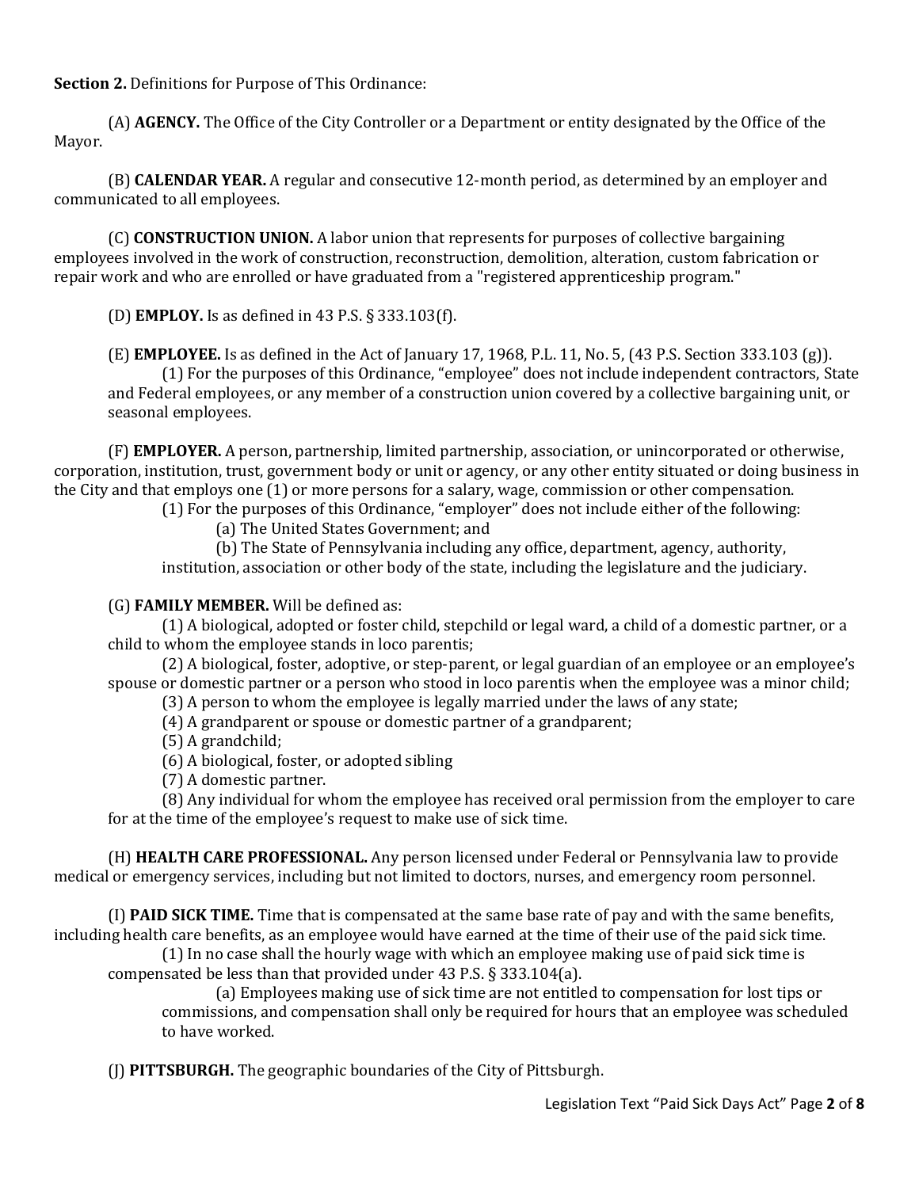**Section 2.** Definitions for Purpose of This Ordinance:

(A) **AGENCY.** The Office of the City Controller or a Department or entity designated by the Office of the Mayor.

(B) **CALENDAR YEAR.** A regular and consecutive 12-month period, as determined by an employer and communicated to all employees.

(C) **CONSTRUCTION UNION.** A labor union that represents for purposes of collective bargaining employees involved in the work of construction, reconstruction, demolition, alteration, custom fabrication or repair work and who are enrolled or have graduated from a "registered apprenticeship program."

(D) **EMPLOY.** Is as defined in 43 P.S. § 333.103(f).

(E) **EMPLOYEE.** Is as defined in the Act of January 17, 1968, P.L. 11, No. 5, (43 P.S. Section 333.103 (g)).

(1) For the purposes of this Ordinance, "employee" does not include independent contractors, State and Federal employees, or any member of a construction union covered by a collective bargaining unit, or seasonal employees.

(F) **EMPLOYER.** A person, partnership, limited partnership, association, or unincorporated or otherwise, corporation, institution, trust, government body or unit or agency, or any other entity situated or doing business in the City and that employs one (1) or more persons for a salary, wage, commission or other compensation.

(1) For the purposes of this Ordinance, "employer" does not include either of the following:

(a) The United States Government; and

(b) The State of Pennsylvania including any office, department, agency, authority, institution, association or other body of the state, including the legislature and the judiciary.

(G) **FAMILY MEMBER.** Will be defined as:

(1) A biological, adopted or foster child, stepchild or legal ward, a child of a domestic partner, or a child to whom the employee stands in loco parentis;

(2) A biological, foster, adoptive, or step-parent, or legal guardian of an employee or an employee's spouse or domestic partner or a person who stood in loco parentis when the employee was a minor child;

(3) A person to whom the employee is legally married under the laws of any state;

(4) A grandparent or spouse or domestic partner of a grandparent;

(5) A grandchild;

(6) A biological, foster, or adopted sibling

(7) A domestic partner.

(8) Any individual for whom the employee has received oral permission from the employer to care for at the time of the employee's request to make use of sick time.

(H) **HEALTH CARE PROFESSIONAL.** Any person licensed under Federal or Pennsylvania law to provide medical or emergency services, including but not limited to doctors, nurses, and emergency room personnel.

(I) **PAID SICK TIME.** Time that is compensated at the same base rate of pay and with the same benefits, including health care benefits, as an employee would have earned at the time of their use of the paid sick time.

(1) In no case shall the hourly wage with which an employee making use of paid sick time is compensated be less than that provided under 43 P.S. § 333.104(a).

(a) Employees making use of sick time are not entitled to compensation for lost tips or commissions, and compensation shall only be required for hours that an employee was scheduled to have worked.

(J) **PITTSBURGH.** The geographic boundaries of the City of Pittsburgh.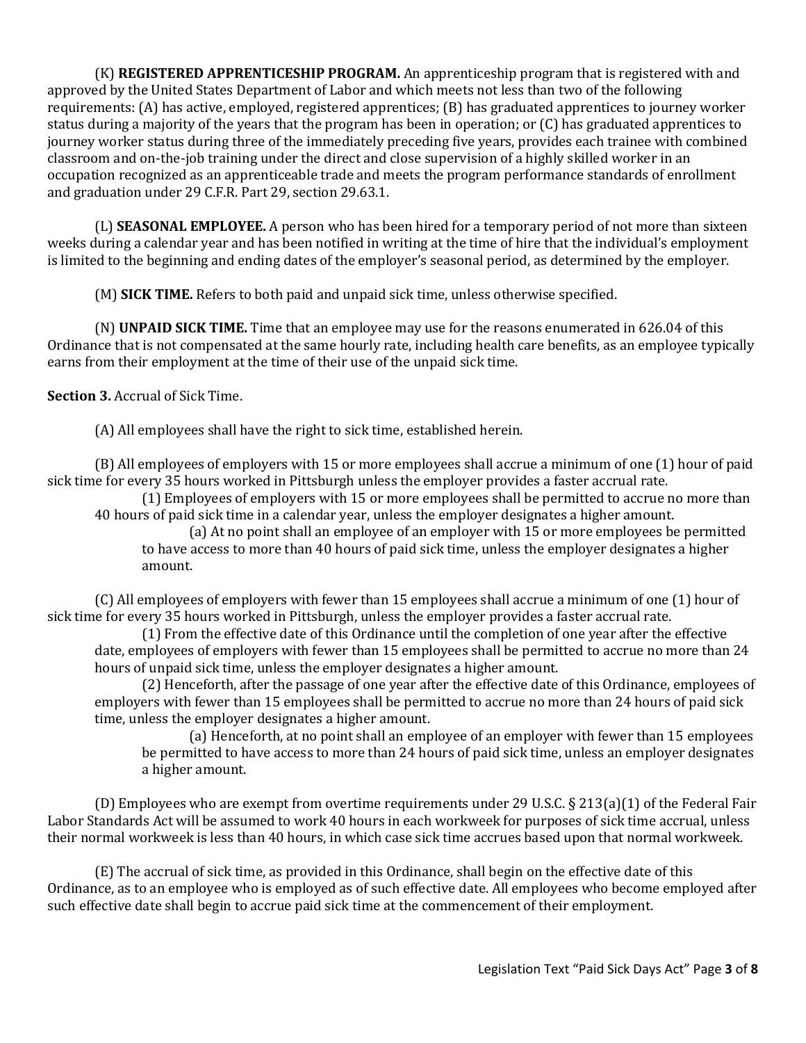(K) **REGISTERED APPRENTICESHIP PROGRAM.** An apprenticeship program that is registered with and approved by the United States Department of Labor and which meets not less than two of the following requirements: (A) has active, employed, registered apprentices; (B) has graduated apprentices to journey worker status during a majority of the years that the program has been in operation; or (C) has graduated apprentices to journey worker status during three of the immediately preceding five years, provides each trainee with combined classroom and on-the-job training under the direct and close supervision of a highly skilled worker in an occupation recognized as an apprenticeable trade and meets the program performance standards of enrollment and graduation under 29 C.F.R. Part 29, section 29.63.1.

(L) **SEASONAL EMPLOYEE.** A person who has been hired for a temporary period of not more than sixteen weeks during a calendar year and has been notified in writing at the time of hire that the individual's employment is limited to the beginning and ending dates of the employer's seasonal period, as determined by the employer.

(M) **SICK TIME.** Refers to both paid and unpaid sick time, unless otherwise specified.

(N) **UNPAID SICK TIME.** Time that an employee may use for the reasons enumerated in 626.04 of this Ordinance that is not compensated at the same hourly rate, including health care benefits, as an employee typically earns from their employment at the time of their use of the unpaid sick time.

**Section 3.** Accrual of Sick Time.

(A) All employees shall have the right to sick time, established herein.

(B) All employees of employers with 15 or more employees shall accrue a minimum of one (1) hour of paid sick time for every 35 hours worked in Pittsburgh unless the employer provides a faster accrual rate.

(1) Employees of employers with 15 or more employees shall be permitted to accrue no more than 40 hours of paid sick time in a calendar year, unless the employer designates a higher amount.

(a) At no point shall an employee of an employer with 15 or more employees be permitted to have access to more than 40 hours of paid sick time, unless the employer designates a higher amount.

(C) All employees of employers with fewer than 15 employees shall accrue a minimum of one (1) hour of sick time for every 35 hours worked in Pittsburgh, unless the employer provides a faster accrual rate.

(1) From the effective date of this Ordinance until the completion of one year after the effective date, employees of employers with fewer than 15 employees shall be permitted to accrue no more than 24 hours of unpaid sick time, unless the employer designates a higher amount.

(2) Henceforth, after the passage of one year after the effective date of this Ordinance, employees of employers with fewer than 15 employees shall be permitted to accrue no more than 24 hours of paid sick time, unless the employer designates a higher amount.

(a) Henceforth, at no point shall an employee of an employer with fewer than 15 employees be permitted to have access to more than 24 hours of paid sick time, unless an employer designates a higher amount.

(D) Employees who are exempt from overtime requirements under 29 U.S.C. § 213(a)(1) of the Federal Fair Labor Standards Act will be assumed to work 40 hours in each workweek for purposes of sick time accrual, unless their normal workweek is less than 40 hours, in which case sick time accrues based upon that normal workweek.

(E) The accrual of sick time, as provided in this Ordinance, shall begin on the effective date of this Ordinance, as to an employee who is employed as of such effective date. All employees who become employed after such effective date shall begin to accrue paid sick time at the commencement of their employment.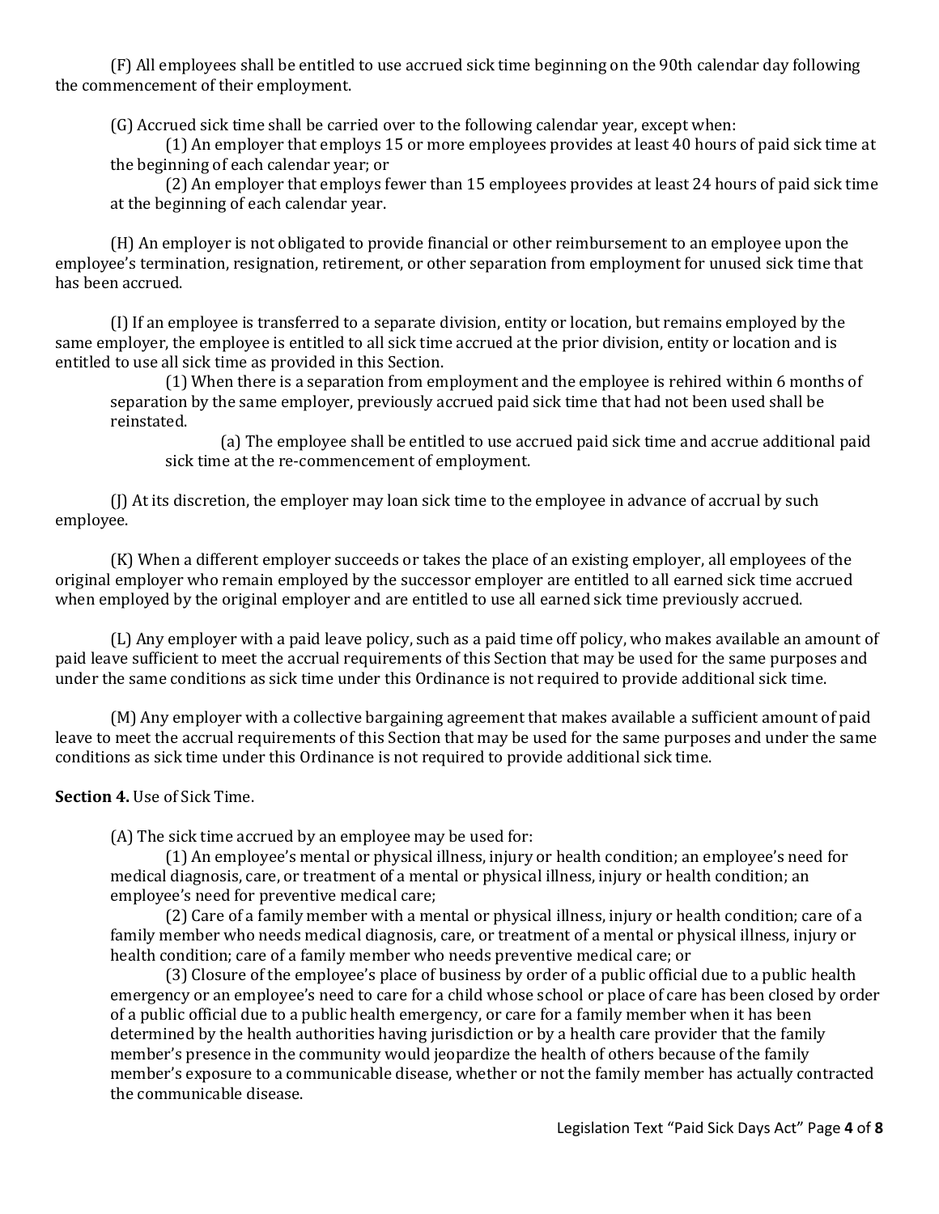(F) All employees shall be entitled to use accrued sick time beginning on the 90th calendar day following the commencement of their employment.

(G) Accrued sick time shall be carried over to the following calendar year, except when:

(1) An employer that employs 15 or more employees provides at least 40 hours of paid sick time at the beginning of each calendar year; or

(2) An employer that employs fewer than 15 employees provides at least 24 hours of paid sick time at the beginning of each calendar year.

(H) An employer is not obligated to provide financial or other reimbursement to an employee upon the employee's termination, resignation, retirement, or other separation from employment for unused sick time that has been accrued.

(I) If an employee is transferred to a separate division, entity or location, but remains employed by the same employer, the employee is entitled to all sick time accrued at the prior division, entity or location and is entitled to use all sick time as provided in this Section.

(1) When there is a separation from employment and the employee is rehired within 6 months of separation by the same employer, previously accrued paid sick time that had not been used shall be reinstated.

(a) The employee shall be entitled to use accrued paid sick time and accrue additional paid sick time at the re-commencement of employment.

(J) At its discretion, the employer may loan sick time to the employee in advance of accrual by such employee.

(K) When a different employer succeeds or takes the place of an existing employer, all employees of the original employer who remain employed by the successor employer are entitled to all earned sick time accrued when employed by the original employer and are entitled to use all earned sick time previously accrued.

(L) Any employer with a paid leave policy, such as a paid time off policy, who makes available an amount of paid leave sufficient to meet the accrual requirements of this Section that may be used for the same purposes and under the same conditions as sick time under this Ordinance is not required to provide additional sick time.

(M) Any employer with a collective bargaining agreement that makes available a sufficient amount of paid leave to meet the accrual requirements of this Section that may be used for the same purposes and under the same conditions as sick time under this Ordinance is not required to provide additional sick time.

**Section 4.** Use of Sick Time.

(A) The sick time accrued by an employee may be used for:

(1) An employee's mental or physical illness, injury or health condition; an employee's need for medical diagnosis, care, or treatment of a mental or physical illness, injury or health condition; an employee's need for preventive medical care;

(2) Care of a family member with a mental or physical illness, injury or health condition; care of a family member who needs medical diagnosis, care, or treatment of a mental or physical illness, injury or health condition; care of a family member who needs preventive medical care; or

(3) Closure of the employee's place of business by order of a public official due to a public health emergency or an employee's need to care for a child whose school or place of care has been closed by order of a public official due to a public health emergency, or care for a family member when it has been determined by the health authorities having jurisdiction or by a health care provider that the family member's presence in the community would jeopardize the health of others because of the family member's exposure to a communicable disease, whether or not the family member has actually contracted the communicable disease.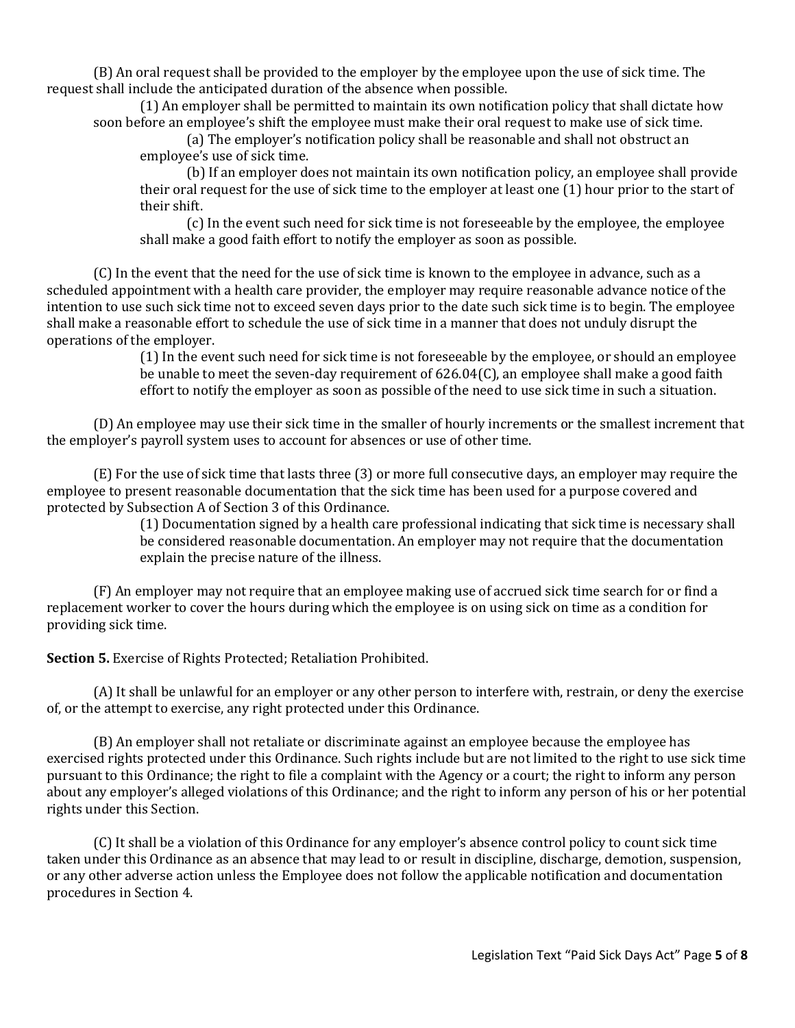(B) An oral request shall be provided to the employer by the employee upon the use of sick time. The request shall include the anticipated duration of the absence when possible.

(1) An employer shall be permitted to maintain its own notification policy that shall dictate how soon before an employee's shift the employee must make their oral request to make use of sick time.

(a) The employer's notification policy shall be reasonable and shall not obstruct an employee's use of sick time.

(b) If an employer does not maintain its own notification policy, an employee shall provide their oral request for the use of sick time to the employer at least one (1) hour prior to the start of their shift.

(c) In the event such need for sick time is not foreseeable by the employee, the employee shall make a good faith effort to notify the employer as soon as possible.

(C) In the event that the need for the use of sick time is known to the employee in advance, such as a scheduled appointment with a health care provider, the employer may require reasonable advance notice of the intention to use such sick time not to exceed seven days prior to the date such sick time is to begin. The employee shall make a reasonable effort to schedule the use of sick time in a manner that does not unduly disrupt the operations of the employer.

(1) In the event such need for sick time is not foreseeable by the employee, or should an employee be unable to meet the seven-day requirement of 626.04(C), an employee shall make a good faith effort to notify the employer as soon as possible of the need to use sick time in such a situation.

(D) An employee may use their sick time in the smaller of hourly increments or the smallest increment that the employer's payroll system uses to account for absences or use of other time.

(E) For the use of sick time that lasts three (3) or more full consecutive days, an employer may require the employee to present reasonable documentation that the sick time has been used for a purpose covered and protected by Subsection A of Section 3 of this Ordinance.

(1) Documentation signed by a health care professional indicating that sick time is necessary shall be considered reasonable documentation. An employer may not require that the documentation explain the precise nature of the illness.

(F) An employer may not require that an employee making use of accrued sick time search for or find a replacement worker to cover the hours during which the employee is on using sick on time as a condition for providing sick time.

**Section 5.** Exercise of Rights Protected; Retaliation Prohibited.

(A) It shall be unlawful for an employer or any other person to interfere with, restrain, or deny the exercise of, or the attempt to exercise, any right protected under this Ordinance.

(B) An employer shall not retaliate or discriminate against an employee because the employee has exercised rights protected under this Ordinance. Such rights include but are not limited to the right to use sick time pursuant to this Ordinance; the right to file a complaint with the Agency or a court; the right to inform any person about any employer's alleged violations of this Ordinance; and the right to inform any person of his or her potential rights under this Section.

(C) It shall be a violation of this Ordinance for any employer's absence control policy to count sick time taken under this Ordinance as an absence that may lead to or result in discipline, discharge, demotion, suspension, or any other adverse action unless the Employee does not follow the applicable notification and documentation procedures in Section 4.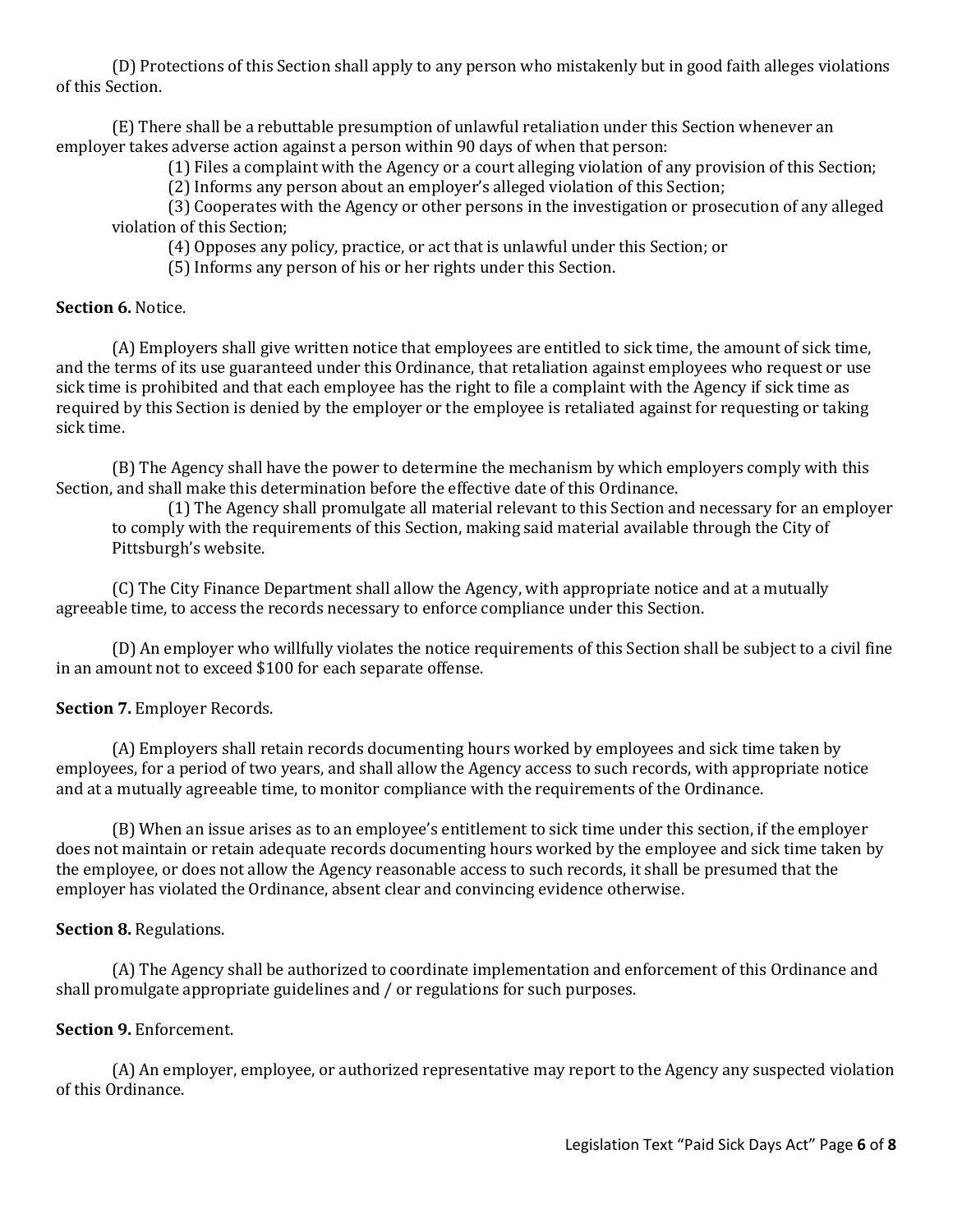(D) Protections of this Section shall apply to any person who mistakenly but in good faith alleges violations of this Section.

(E) There shall be a rebuttable presumption of unlawful retaliation under this Section whenever an employer takes adverse action against a person within 90 days of when that person:

(1) Files a complaint with the Agency or a court alleging violation of any provision of this Section;

(2) Informs any person about an employer's alleged violation of this Section;

(3) Cooperates with the Agency or other persons in the investigation or prosecution of any alleged violation of this Section;

(4) Opposes any policy, practice, or act that is unlawful under this Section; or

(5) Informs any person of his or her rights under this Section.

**Section 6.** Notice.

(A) Employers shall give written notice that employees are entitled to sick time, the amount of sick time, and the terms of its use guaranteed under this Ordinance, that retaliation against employees who request or use sick time is prohibited and that each employee has the right to file a complaint with the Agency if sick time as required by this Section is denied by the employer or the employee is retaliated against for requesting or taking sick time.

(B) The Agency shall have the power to determine the mechanism by which employers comply with this Section, and shall make this determination before the effective date of this Ordinance.

(1) The Agency shall promulgate all material relevant to this Section and necessary for an employer to comply with the requirements of this Section, making said material available through the City of Pittsburgh's website.

(C) The City Finance Department shall allow the Agency, with appropriate notice and at a mutually agreeable time, to access the records necessary to enforce compliance under this Section.

(D) An employer who willfully violates the notice requirements of this Section shall be subject to a civil fine in an amount not to exceed $100 for each separate offense.

**Section 7.** Employer Records.

(A) Employers shall retain records documenting hours worked by employees and sick time taken by employees, for a period of two years, and shall allow the Agency access to such records, with appropriate notice and at a mutually agreeable time, to monitor compliance with the requirements of the Ordinance.

(B) When an issue arises as to an employee's entitlement to sick time under this section, if the employer does not maintain or retain adequate records documenting hours worked by the employee and sick time taken by the employee, or does not allow the Agency reasonable access to such records, it shall be presumed that the employer has violated the Ordinance, absent clear and convincing evidence otherwise.

**Section 8.** Regulations.

(A) The Agency shall be authorized to coordinate implementation and enforcement of this Ordinance and shall promulgate appropriate guidelines and / or regulations for such purposes.

**Section 9.** Enforcement.

(A) An employer, employee, or authorized representative may report to the Agency any suspected violation of this Ordinance.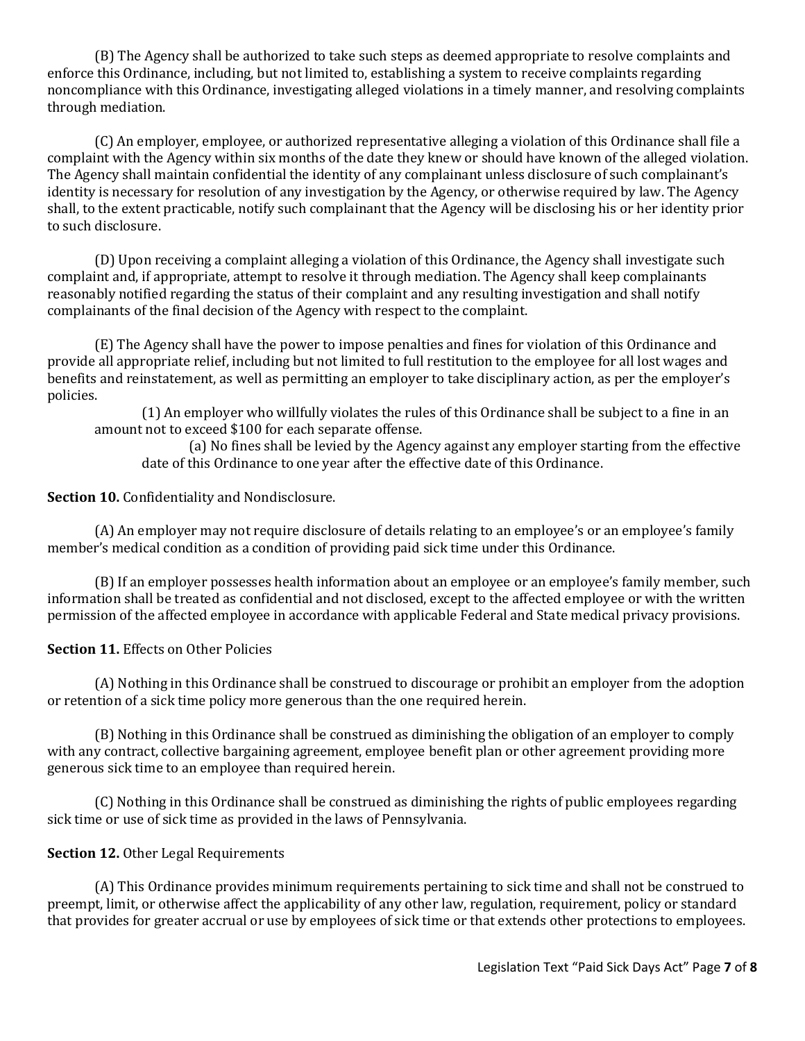(B) The Agency shall be authorized to take such steps as deemed appropriate to resolve complaints and enforce this Ordinance, including, but not limited to, establishing a system to receive complaints regarding noncompliance with this Ordinance, investigating alleged violations in a timely manner, and resolving complaints through mediation.

(C) An employer, employee, or authorized representative alleging a violation of this Ordinance shall file a complaint with the Agency within six months of the date they knew or should have known of the alleged violation. The Agency shall maintain confidential the identity of any complainant unless disclosure of such complainant's identity is necessary for resolution of any investigation by the Agency, or otherwise required by law. The Agency shall, to the extent practicable, notify such complainant that the Agency will be disclosing his or her identity prior to such disclosure.

(D) Upon receiving a complaint alleging a violation of this Ordinance, the Agency shall investigate such complaint and, if appropriate, attempt to resolve it through mediation. The Agency shall keep complainants reasonably notified regarding the status of their complaint and any resulting investigation and shall notify complainants of the final decision of the Agency with respect to the complaint.

(E) The Agency shall have the power to impose penalties and fines for violation of this Ordinance and provide all appropriate relief, including but not limited to full restitution to the employee for all lost wages and benefits and reinstatement, as well as permitting an employer to take disciplinary action, as per the employer's policies.

(1) An employer who willfully violates the rules of this Ordinance shall be subject to a fine in an amount not to exceed $100 for each separate offense.

(a) No fines shall be levied by the Agency against any employer starting from the effective date of this Ordinance to one year after the effective date of this Ordinance.

**Section 10.** Confidentiality and Nondisclosure.

(A) An employer may not require disclosure of details relating to an employee's or an employee's family member's medical condition as a condition of providing paid sick time under this Ordinance.

(B) If an employer possesses health information about an employee or an employee's family member, such information shall be treated as confidential and not disclosed, except to the affected employee or with the written permission of the affected employee in accordance with applicable Federal and State medical privacy provisions.

**Section 11.** Effects on Other Policies

(A) Nothing in this Ordinance shall be construed to discourage or prohibit an employer from the adoption or retention of a sick time policy more generous than the one required herein.

(B) Nothing in this Ordinance shall be construed as diminishing the obligation of an employer to comply with any contract, collective bargaining agreement, employee benefit plan or other agreement providing more generous sick time to an employee than required herein.

(C) Nothing in this Ordinance shall be construed as diminishing the rights of public employees regarding sick time or use of sick time as provided in the laws of Pennsylvania.

**Section 12.** Other Legal Requirements

(A) This Ordinance provides minimum requirements pertaining to sick time and shall not be construed to preempt, limit, or otherwise affect the applicability of any other law, regulation, requirement, policy or standard that provides for greater accrual or use by employees of sick time or that extends other protections to employees.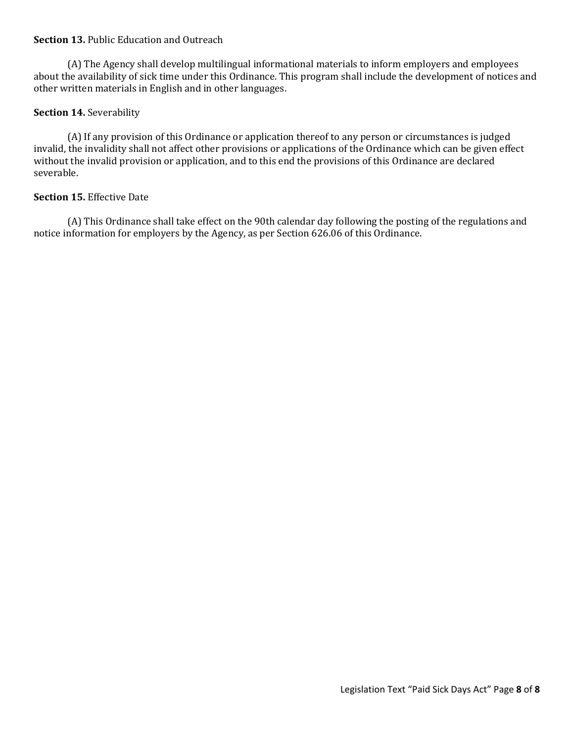**Section 13.** Public Education and Outreach

(A) The Agency shall develop multilingual informational materials to inform employers and employees about the availability of sick time under this Ordinance. This program shall include the development of notices and other written materials in English and in other languages.

**Section 14.** Severability

(A) If any provision of this Ordinance or application thereof to any person or circumstances is judged invalid, the invalidity shall not affect other provisions or applications of the Ordinance which can be given effect without the invalid provision or application, and to this end the provisions of this Ordinance are declared severable.

**Section 15.** Effective Date

(A) This Ordinance shall take effect on the 90th calendar day following the posting of the regulations and notice information for employers by the Agency, as per Section 626.06 of this Ordinance.